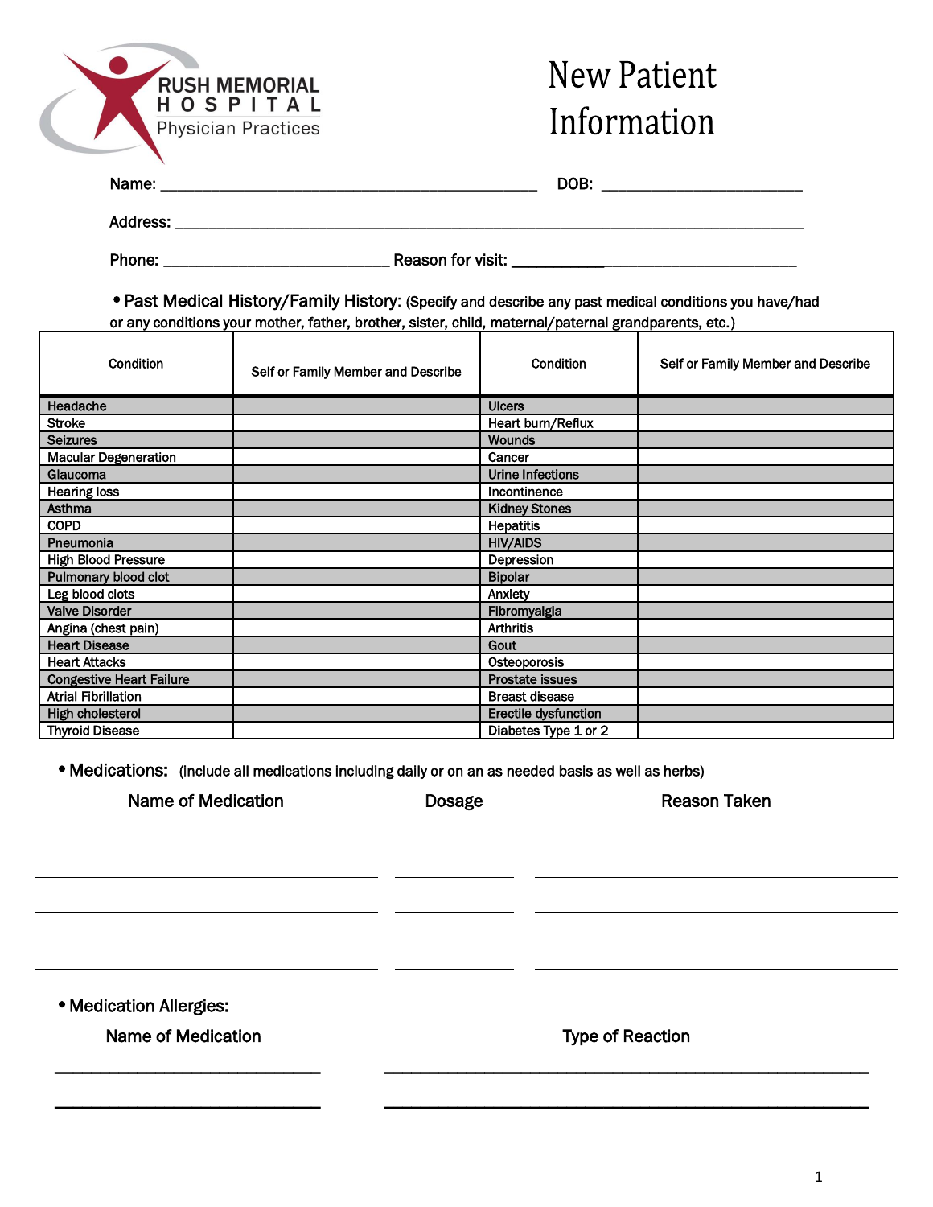RUSH MEMORIAL HOSPITAL
Physician Practices

# New Patient Information

Name: ____________________________________________ DOB: _______________________

Address: ___________________________________________________________________________

Phone: __________________________ Reason for visit: ____________________________________

- **Past Medical History/Family History:** (Specify and describe any past medical conditions you have/had or any conditions your mother, father, brother, sister, child, maternal/paternal grandparents, etc.)

| Condition | Self or Family Member and Describe | Condition | Self or Family Member and Describe |
|---|---|---|---|
| Headache | | Ulcers | |
| Stroke | | Heart burn/Reflux | |
| Seizures | | Wounds | |
| Macular Degeneration | | Cancer | |
| Glaucoma | | Urine Infections | |
| Hearing loss | | Incontinence | |
| Asthma | | Kidney Stones | |
| COPD | | Hepatitis | |
| Pneumonia | | HIV/AIDS | |
| High Blood Pressure | | Depression | |
| Pulmonary blood clot | | Bipolar | |
| Leg blood clots | | Anxiety | |
| Valve Disorder | | Fibromyalgia | |
| Angina (chest pain) | | Arthritis | |
| Heart Disease | | Gout | |
| Heart Attacks | | Osteoporosis | |
| Congestive Heart Failure | | Prostate issues | |
| Atrial Fibrillation | | Breast disease | |
| High cholesterol | | Erectile dysfunction | |
| Thyroid Disease | | Diabetes Type 1 or 2 | |

- **Medications:** (include all medications including daily or on an as needed basis as well as herbs)

| Name of Medication | Dosage | Reason Taken |
|---|---|---|
| | | |
| | | |
| | | |
| | | |
| | | |

- **Medication Allergies:**

| Name of Medication | Type of Reaction |
|---|---|
| | |
| | |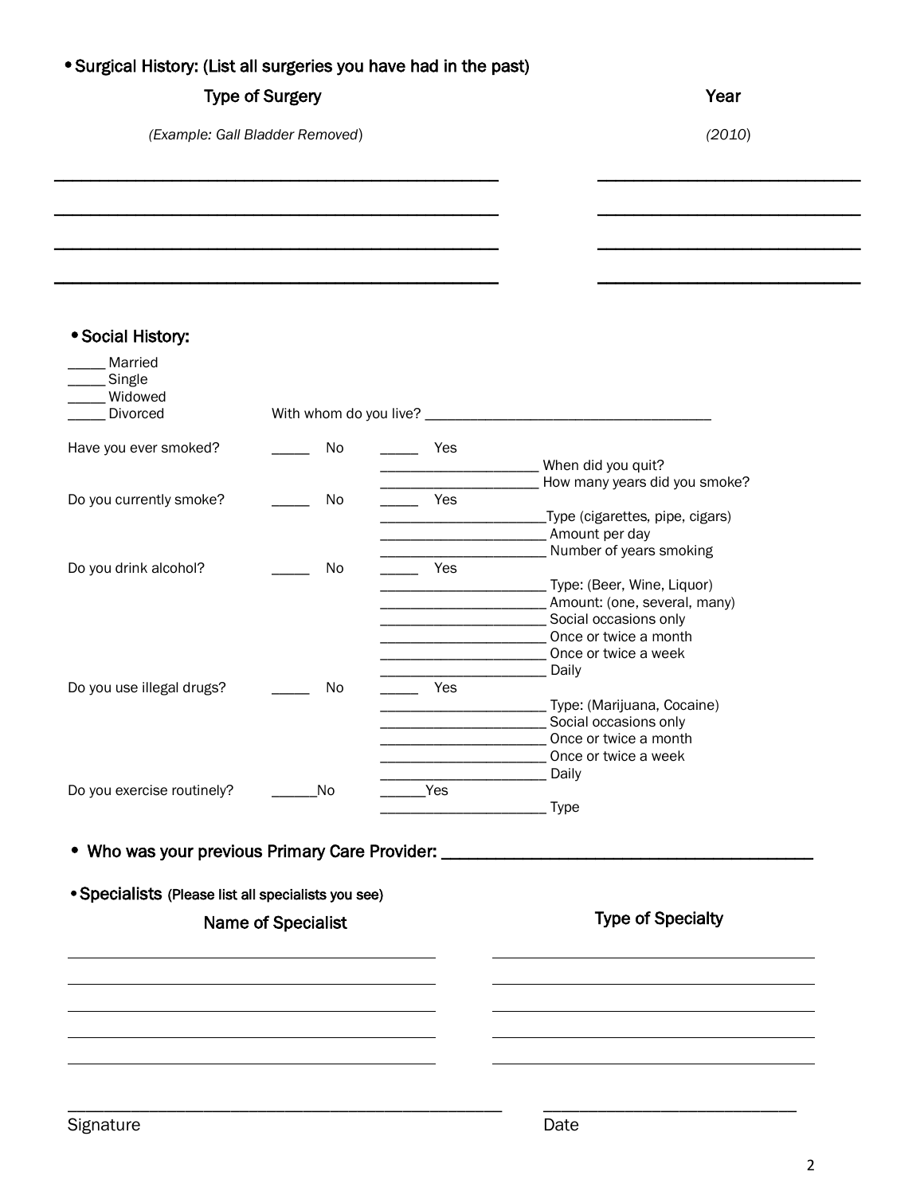- **Surgical History:** (List all surgeries you have had in the past)

| Type of Surgery | Year |
| --- | --- |
| *(Example: Gall Bladder Removed)* | *(2010)* |
| ______________________________________________ | ___________________________ |
| ______________________________________________ | ___________________________ |
| ______________________________________________ | ___________________________ |
| ______________________________________________ | ___________________________ |

- **Social History:**

_____ Married
_____ Single
_____ Widowed
_____ Divorced

With whom do you live? ____________________________________

Have you ever smoked? _____ No _____ Yes
____________________ When did you quit?
____________________ How many years did you smoke?

Do you currently smoke? _____ No _____ Yes
_____________________Type (cigarettes, pipe, cigars)
_____________________ Amount per day
_____________________ Number of years smoking

Do you drink alcohol? _____ No _____ Yes
_____________________ Type: (Beer, Wine, Liquor)
_____________________ Amount: (one, several, many)
_____________________ Social occasions only
_____________________ Once or twice a month
_____________________ Once or twice a week
_____________________ Daily

Do you use illegal drugs? _____ No _____ Yes
_____________________ Type: (Marijuana, Cocaine)
_____________________ Social occasions only
_____________________ Once or twice a month
_____________________ Once or twice a week
_____________________ Daily

Do you exercise routinely? ______No ______Yes
_____________________ Type

- **Who was your previous Primary Care Provider:** ________________________________________

- **Specialists** (Please list all specialists you see)

| Name of Specialist | Type of Specialty |
| --- | --- |
| | |
| | |
| | |
| | |
| | |

_________________________________________________ ____________________________

Signature Date